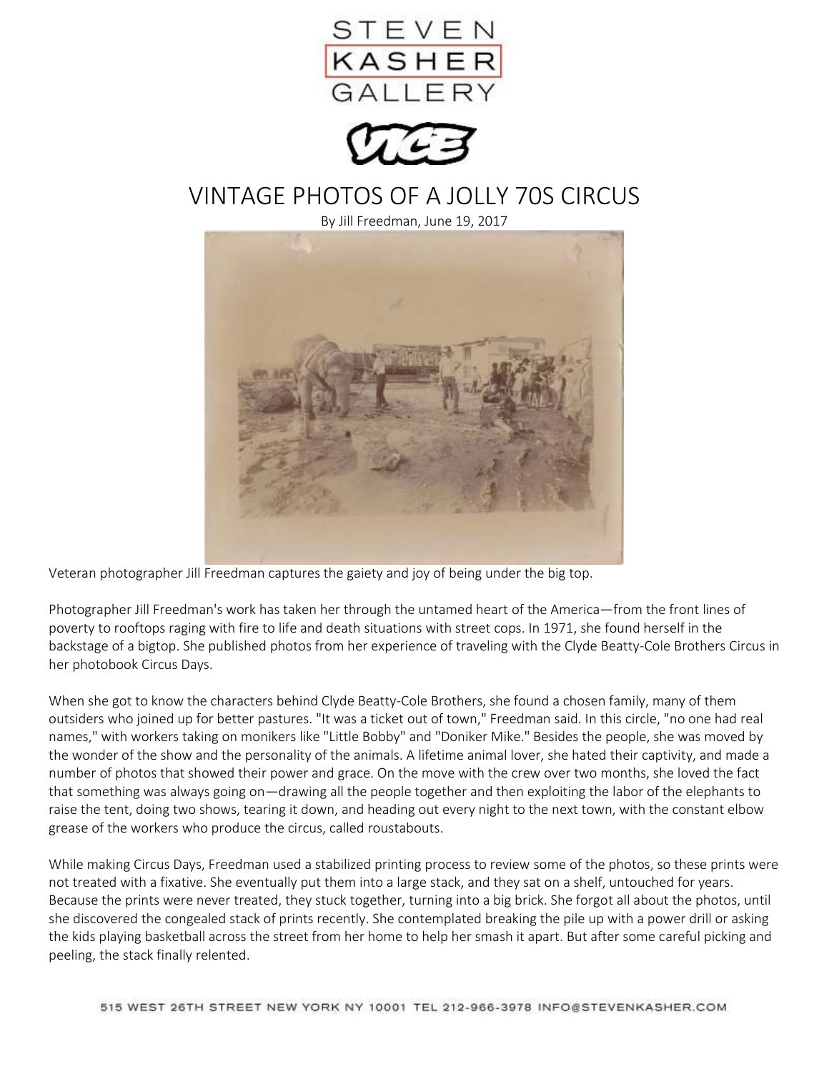STEVEN KASHER GALLERY

VICE

# VINTAGE PHOTOS OF A JOLLY 70S CIRCUS

By Jill Freedman, June 19, 2017

Veteran photographer Jill Freedman captures the gaiety and joy of being under the big top.

Photographer Jill Freedman's work has taken her through the untamed heart of the America—from the front lines of poverty to rooftops raging with fire to life and death situations with street cops. In 1971, she found herself in the backstage of a bigtop. She published photos from her experience of traveling with the Clyde Beatty-Cole Brothers Circus in her photobook Circus Days.

When she got to know the characters behind Clyde Beatty-Cole Brothers, she found a chosen family, many of them outsiders who joined up for better pastures. "It was a ticket out of town," Freedman said. In this circle, "no one had real names," with workers taking on monikers like "Little Bobby" and "Doniker Mike." Besides the people, she was moved by the wonder of the show and the personality of the animals. A lifetime animal lover, she hated their captivity, and made a number of photos that showed their power and grace. On the move with the crew over two months, she loved the fact that something was always going on—drawing all the people together and then exploiting the labor of the elephants to raise the tent, doing two shows, tearing it down, and heading out every night to the next town, with the constant elbow grease of the workers who produce the circus, called roustabouts.

While making Circus Days, Freedman used a stabilized printing process to review some of the photos, so these prints were not treated with a fixative. She eventually put them into a large stack, and they sat on a shelf, untouched for years. Because the prints were never treated, they stuck together, turning into a big brick. She forgot all about the photos, until she discovered the congealed stack of prints recently. She contemplated breaking the pile up with a power drill or asking the kids playing basketball across the street from her home to help her smash it apart. But after some careful picking and peeling, the stack finally relented.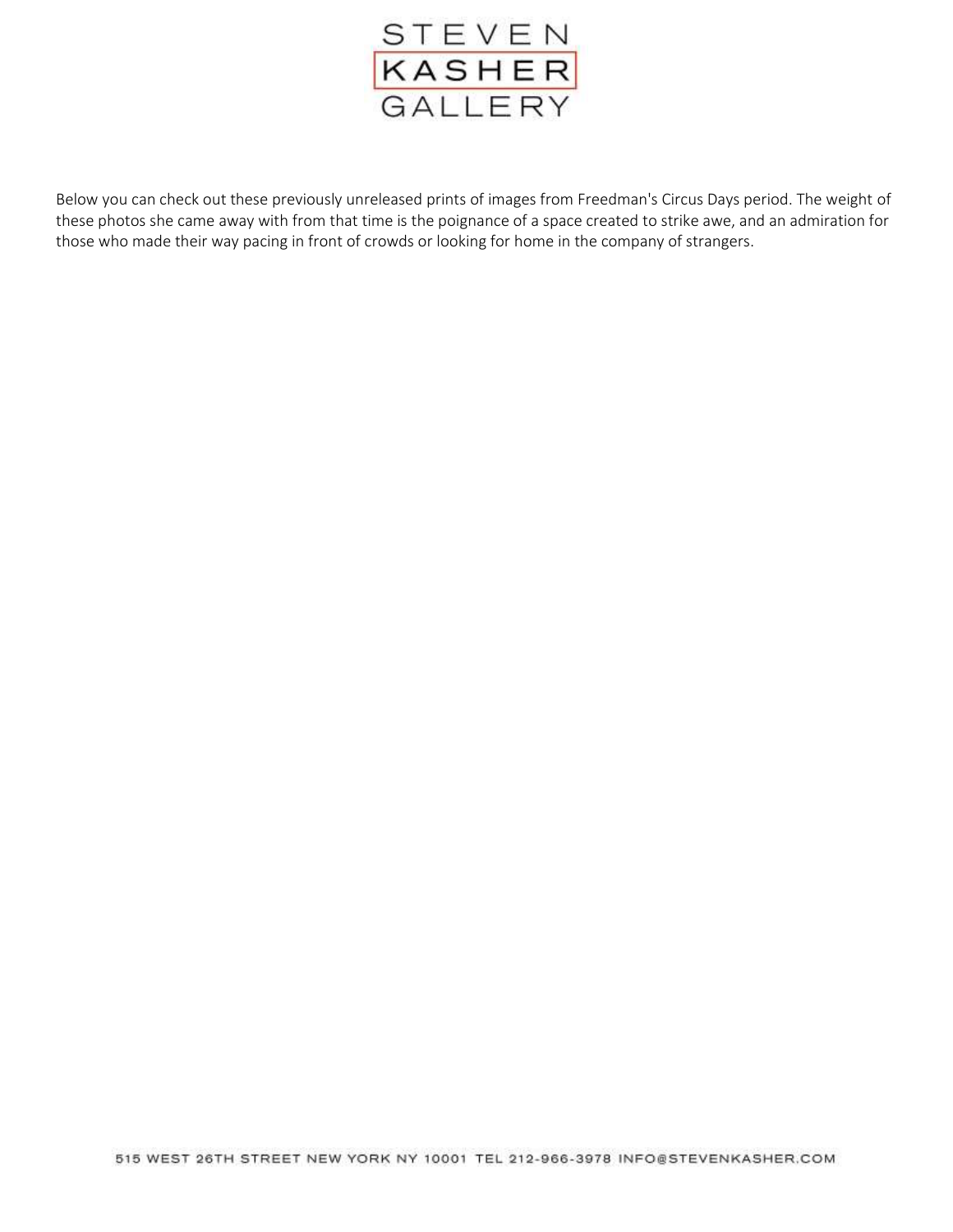Below you can check out these previously unreleased prints of images from Freedman's Circus Days period. The weight of these photos she came away with from that time is the poignance of a space created to strike awe, and an admiration for those who made their way pacing in front of crowds or looking for home in the company of strangers.